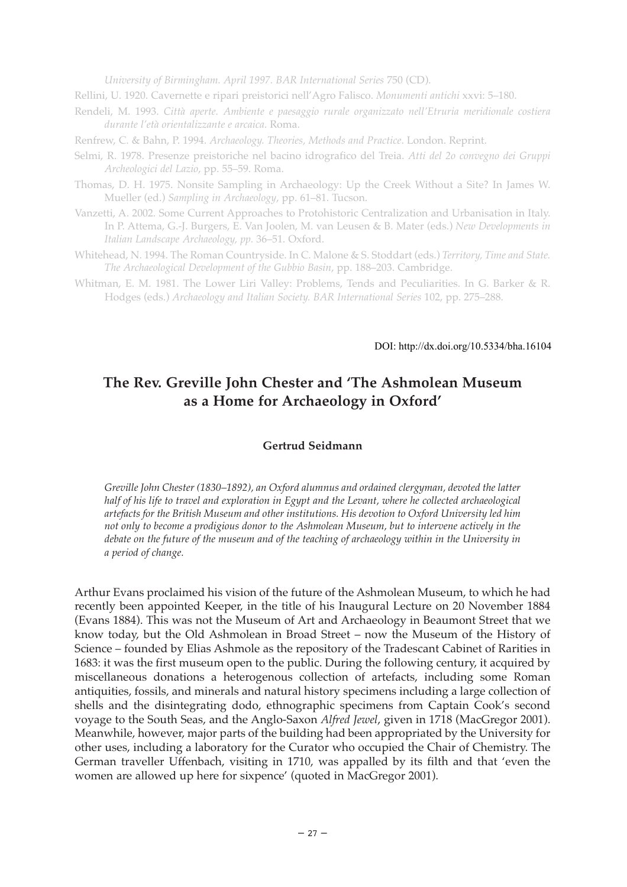*University of Birmingham. April 1997. BAR International Series* 750 (CD).

Rellini, U. 1920. Cavernette e ripari preistorici nell'Agro Falisco. *Monumenti antichi* xxvi: 5–180.

Rendeli, M. 1993. *Città aperte. Ambiente e paesaggio rurale organizzato nell'Etruria meridionale costiera durante l'età orientalizzante e arcaica*. Roma.

Renfrew, C. & Bahn, P. 1994. *Archaeology. Theories, Methods and Practice*. London. Reprint.

Selmi, R. 1978. Presenze preistoriche nel bacino idrografico del Treia. *Atti del 2o convegno dei Gruppi Archeologici del Lazio*, pp. 55–59. Roma.

Thomas, D. H. 1975. Nonsite Sampling in Archaeology: Up the Creek Without a Site? In James W. Mueller (ed.) *Sampling in Archaeology*, pp. 61–81. Tucson.

Vanzetti, A. 2002. Some Current Approaches to Protohistoric Centralization and Urbanisation in Italy. In P. Attema, G.-J. Burgers, E. Van Joolen, M. van Leusen & B. Mater (eds.) *New Developments in Italian Landscape Archaeology, pp.* 36–51. Oxford.

Whitehead, N. 1994. The Roman Countryside. In C. Malone & S. Stoddart (eds.) *Territory, Time and State. The Archaeological Development of the Gubbio Basin*, pp. 188–203. Cambridge.

Whitman, E. M. 1981. The Lower Liri Valley: Problems, Tends and Peculiarities. In G. Barker & R. Hodges (eds.) *Archaeology and Italian Society. BAR International Series* 102, pp. 275–288.

DOI: http://dx.doi.org/10.5334/bha.16104

# The Rev. Greville John Chester and 'The Ashmolean Museum as a Home for Archaeology in Oxford'

**Gertrud Seidmann**

*Greville John Chester (1830–1892), an Oxford alumnus and ordained clergyman, devoted the latter half of his life to travel and exploration in Egypt and the Levant, where he collected archaeological artefacts for the British Museum and other institutions. His devotion to Oxford University led him not only to become a prodigious donor to the Ashmolean Museum, but to intervene actively in the debate on the future of the museum and of the teaching of archaeology within in the University in a period of change.*

Arthur Evans proclaimed his vision of the future of the Ashmolean Museum, to which he had recently been appointed Keeper, in the title of his Inaugural Lecture on 20 November 1884 (Evans 1884). This was not the Museum of Art and Archaeology in Beaumont Street that we know today, but the Old Ashmolean in Broad Street – now the Museum of the History of Science – founded by Elias Ashmole as the repository of the Tradescant Cabinet of Rarities in 1683: it was the first museum open to the public. During the following century, it acquired by miscellaneous donations a heterogenous collection of artefacts, including some Roman antiquities, fossils, and minerals and natural history specimens including a large collection of shells and the disintegrating dodo, ethnographic specimens from Captain Cook's second voyage to the South Seas, and the Anglo-Saxon *Alfred Jewel*, given in 1718 (MacGregor 2001). Meanwhile, however, major parts of the building had been appropriated by the University for other uses, including a laboratory for the Curator who occupied the Chair of Chemistry. The German traveller Uffenbach, visiting in 1710, was appalled by its filth and that 'even the women are allowed up here for sixpence' (quoted in MacGregor 2001).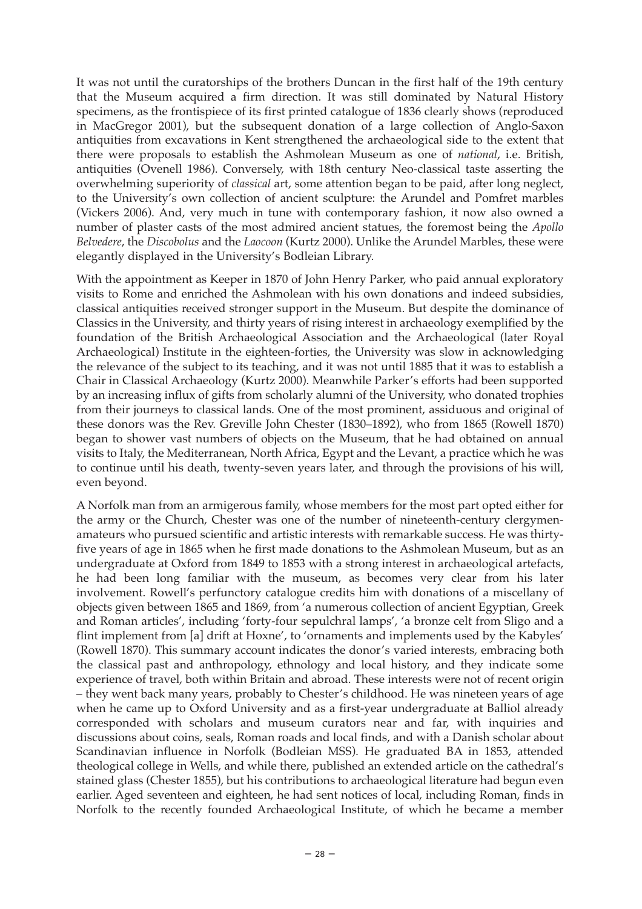It was not until the curatorships of the brothers Duncan in the first half of the 19th century that the Museum acquired a firm direction. It was still dominated by Natural History specimens, as the frontispiece of its first printed catalogue of 1836 clearly shows (reproduced in MacGregor 2001), but the subsequent donation of a large collection of Anglo-Saxon antiquities from excavations in Kent strengthened the archaeological side to the extent that there were proposals to establish the Ashmolean Museum as one of *national*, i.e. British, antiquities (Ovenell 1986). Conversely, with 18th century Neo-classical taste asserting the overwhelming superiority of *classical* art, some attention began to be paid, after long neglect, to the University's own collection of ancient sculpture: the Arundel and Pomfret marbles (Vickers 2006). And, very much in tune with contemporary fashion, it now also owned a number of plaster casts of the most admired ancient statues, the foremost being the *Apollo Belvedere*, the *Discobolus* and the *Laocoon* (Kurtz 2000). Unlike the Arundel Marbles, these were elegantly displayed in the University's Bodleian Library.

With the appointment as Keeper in 1870 of John Henry Parker, who paid annual exploratory visits to Rome and enriched the Ashmolean with his own donations and indeed subsidies, classical antiquities received stronger support in the Museum. But despite the dominance of Classics in the University, and thirty years of rising interest in archaeology exemplified by the foundation of the British Archaeological Association and the Archaeological (later Royal Archaeological) Institute in the eighteen-forties, the University was slow in acknowledging the relevance of the subject to its teaching, and it was not until 1885 that it was to establish a Chair in Classical Archaeology (Kurtz 2000). Meanwhile Parker's efforts had been supported by an increasing influx of gifts from scholarly alumni of the University, who donated trophies from their journeys to classical lands. One of the most prominent, assiduous and original of these donors was the Rev. Greville John Chester (1830–1892), who from 1865 (Rowell 1870) began to shower vast numbers of objects on the Museum, that he had obtained on annual visits to Italy, the Mediterranean, North Africa, Egypt and the Levant, a practice which he was to continue until his death, twenty-seven years later, and through the provisions of his will, even beyond.

A Norfolk man from an armigerous family, whose members for the most part opted either for the army or the Church, Chester was one of the number of nineteenth-century clergymen-amateurs who pursued scientific and artistic interests with remarkable success. He was thirty-five years of age in 1865 when he first made donations to the Ashmolean Museum, but as an undergraduate at Oxford from 1849 to 1853 with a strong interest in archaeological artefacts, he had been long familiar with the museum, as becomes very clear from his later involvement. Rowell's perfunctory catalogue credits him with donations of a miscellany of objects given between 1865 and 1869, from 'a numerous collection of ancient Egyptian, Greek and Roman articles', including 'forty-four sepulchral lamps', 'a bronze celt from Sligo and a flint implement from [a] drift at Hoxne', to 'ornaments and implements used by the Kabyles' (Rowell 1870). This summary account indicates the donor's varied interests, embracing both the classical past and anthropology, ethnology and local history, and they indicate some experience of travel, both within Britain and abroad. These interests were not of recent origin – they went back many years, probably to Chester's childhood. He was nineteen years of age when he came up to Oxford University and as a first-year undergraduate at Balliol already corresponded with scholars and museum curators near and far, with inquiries and discussions about coins, seals, Roman roads and local finds, and with a Danish scholar about Scandinavian influence in Norfolk (Bodleian MSS). He graduated BA in 1853, attended theological college in Wells, and while there, published an extended article on the cathedral's stained glass (Chester 1855), but his contributions to archaeological literature had begun even earlier. Aged seventeen and eighteen, he had sent notices of local, including Roman, finds in Norfolk to the recently founded Archaeological Institute, of which he became a member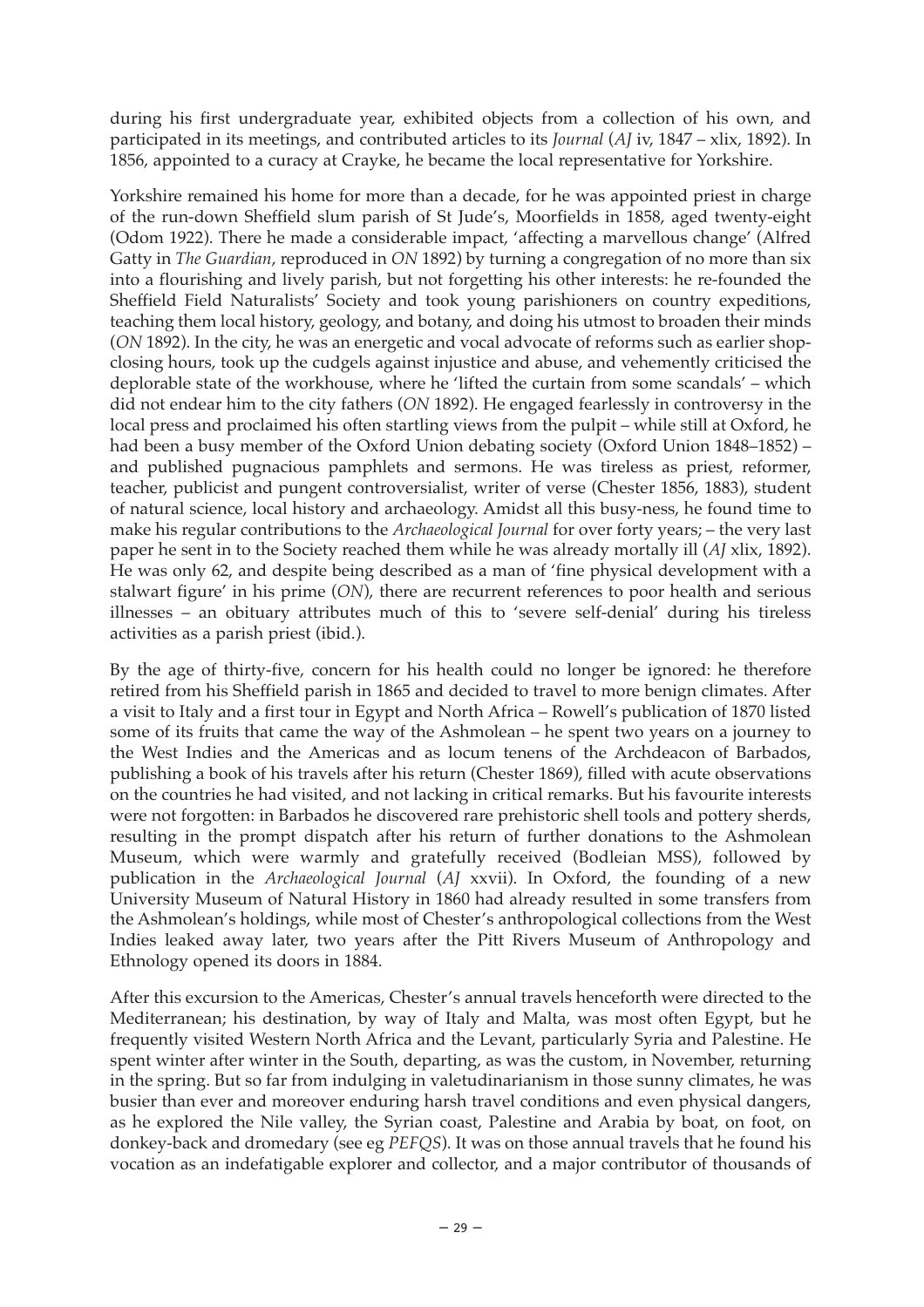during his first undergraduate year, exhibited objects from a collection of his own, and participated in its meetings, and contributed articles to its *Journal* (*AJ* iv, 1847 – xlix, 1892). In 1856, appointed to a curacy at Crayke, he became the local representative for Yorkshire.

Yorkshire remained his home for more than a decade, for he was appointed priest in charge of the run-down Sheffield slum parish of St Jude's, Moorfields in 1858, aged twenty-eight (Odom 1922). There he made a considerable impact, 'affecting a marvellous change' (Alfred Gatty in *The Guardian*, reproduced in *ON* 1892) by turning a congregation of no more than six into a flourishing and lively parish, but not forgetting his other interests: he re-founded the Sheffield Field Naturalists' Society and took young parishioners on country expeditions, teaching them local history, geology, and botany, and doing his utmost to broaden their minds (*ON* 1892). In the city, he was an energetic and vocal advocate of reforms such as earlier shop-closing hours, took up the cudgels against injustice and abuse, and vehemently criticised the deplorable state of the workhouse, where he 'lifted the curtain from some scandals' – which did not endear him to the city fathers (*ON* 1892). He engaged fearlessly in controversy in the local press and proclaimed his often startling views from the pulpit – while still at Oxford, he had been a busy member of the Oxford Union debating society (Oxford Union 1848–1852) – and published pugnacious pamphlets and sermons. He was tireless as priest, reformer, teacher, publicist and pungent controversialist, writer of verse (Chester 1856, 1883), student of natural science, local history and archaeology. Amidst all this busy-ness, he found time to make his regular contributions to the *Archaeological Journal* for over forty years; – the very last paper he sent in to the Society reached them while he was already mortally ill (*AJ* xlix, 1892). He was only 62, and despite being described as a man of 'fine physical development with a stalwart figure' in his prime (*ON*), there are recurrent references to poor health and serious illnesses – an obituary attributes much of this to 'severe self-denial' during his tireless activities as a parish priest (ibid.).

By the age of thirty-five, concern for his health could no longer be ignored: he therefore retired from his Sheffield parish in 1865 and decided to travel to more benign climates. After a visit to Italy and a first tour in Egypt and North Africa – Rowell's publication of 1870 listed some of its fruits that came the way of the Ashmolean – he spent two years on a journey to the West Indies and the Americas and as locum tenens of the Archdeacon of Barbados, publishing a book of his travels after his return (Chester 1869), filled with acute observations on the countries he had visited, and not lacking in critical remarks. But his favourite interests were not forgotten: in Barbados he discovered rare prehistoric shell tools and pottery sherds, resulting in the prompt dispatch after his return of further donations to the Ashmolean Museum, which were warmly and gratefully received (Bodleian MSS), followed by publication in the *Archaeological Journal* (*AJ* xxvii). In Oxford, the founding of a new University Museum of Natural History in 1860 had already resulted in some transfers from the Ashmolean's holdings, while most of Chester's anthropological collections from the West Indies leaked away later, two years after the Pitt Rivers Museum of Anthropology and Ethnology opened its doors in 1884.

After this excursion to the Americas, Chester's annual travels henceforth were directed to the Mediterranean; his destination, by way of Italy and Malta, was most often Egypt, but he frequently visited Western North Africa and the Levant, particularly Syria and Palestine. He spent winter after winter in the South, departing, as was the custom, in November, returning in the spring. But so far from indulging in valetudinarianism in those sunny climates, he was busier than ever and moreover enduring harsh travel conditions and even physical dangers, as he explored the Nile valley, the Syrian coast, Palestine and Arabia by boat, on foot, on donkey-back and dromedary (see eg *PEFQS*). It was on those annual travels that he found his vocation as an indefatigable explorer and collector, and a major contributor of thousands of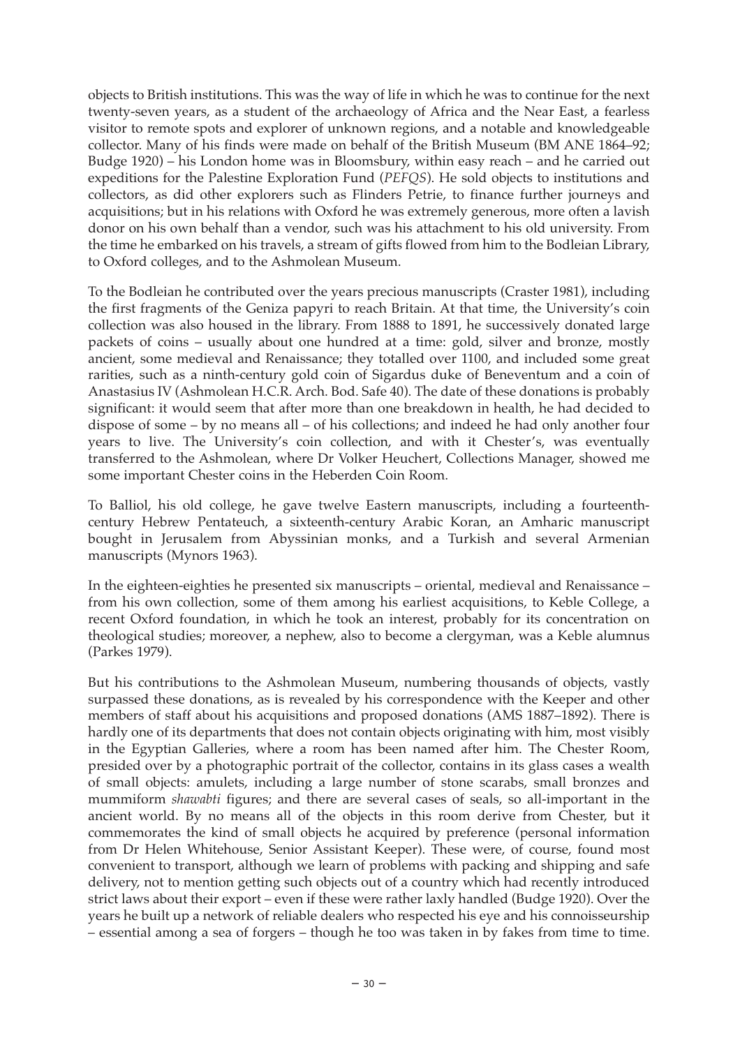objects to British institutions. This was the way of life in which he was to continue for the next twenty-seven years, as a student of the archaeology of Africa and the Near East, a fearless visitor to remote spots and explorer of unknown regions, and a notable and knowledgeable collector. Many of his finds were made on behalf of the British Museum (BM ANE 1864–92; Budge 1920) – his London home was in Bloomsbury, within easy reach – and he carried out expeditions for the Palestine Exploration Fund (*PEFQS*). He sold objects to institutions and collectors, as did other explorers such as Flinders Petrie, to finance further journeys and acquisitions; but in his relations with Oxford he was extremely generous, more often a lavish donor on his own behalf than a vendor, such was his attachment to his old university. From the time he embarked on his travels, a stream of gifts flowed from him to the Bodleian Library, to Oxford colleges, and to the Ashmolean Museum.

To the Bodleian he contributed over the years precious manuscripts (Craster 1981), including the first fragments of the Geniza papyri to reach Britain. At that time, the University's coin collection was also housed in the library. From 1888 to 1891, he successively donated large packets of coins – usually about one hundred at a time: gold, silver and bronze, mostly ancient, some medieval and Renaissance; they totalled over 1100, and included some great rarities, such as a ninth-century gold coin of Sigardus duke of Beneventum and a coin of Anastasius IV (Ashmolean H.C.R. Arch. Bod. Safe 40). The date of these donations is probably significant: it would seem that after more than one breakdown in health, he had decided to dispose of some – by no means all – of his collections; and indeed he had only another four years to live. The University's coin collection, and with it Chester's, was eventually transferred to the Ashmolean, where Dr Volker Heuchert, Collections Manager, showed me some important Chester coins in the Heberden Coin Room.

To Balliol, his old college, he gave twelve Eastern manuscripts, including a fourteenth-century Hebrew Pentateuch, a sixteenth-century Arabic Koran, an Amharic manuscript bought in Jerusalem from Abyssinian monks, and a Turkish and several Armenian manuscripts (Mynors 1963).

In the eighteen-eighties he presented six manuscripts – oriental, medieval and Renaissance – from his own collection, some of them among his earliest acquisitions, to Keble College, a recent Oxford foundation, in which he took an interest, probably for its concentration on theological studies; moreover, a nephew, also to become a clergyman, was a Keble alumnus (Parkes 1979).

But his contributions to the Ashmolean Museum, numbering thousands of objects, vastly surpassed these donations, as is revealed by his correspondence with the Keeper and other members of staff about his acquisitions and proposed donations (AMS 1887–1892). There is hardly one of its departments that does not contain objects originating with him, most visibly in the Egyptian Galleries, where a room has been named after him. The Chester Room, presided over by a photographic portrait of the collector, contains in its glass cases a wealth of small objects: amulets, including a large number of stone scarabs, small bronzes and mummiform *shawabti* figures; and there are several cases of seals, so all-important in the ancient world. By no means all of the objects in this room derive from Chester, but it commemorates the kind of small objects he acquired by preference (personal information from Dr Helen Whitehouse, Senior Assistant Keeper). These were, of course, found most convenient to transport, although we learn of problems with packing and shipping and safe delivery, not to mention getting such objects out of a country which had recently introduced strict laws about their export – even if these were rather laxly handled (Budge 1920). Over the years he built up a network of reliable dealers who respected his eye and his connoisseurship – essential among a sea of forgers – though he too was taken in by fakes from time to time.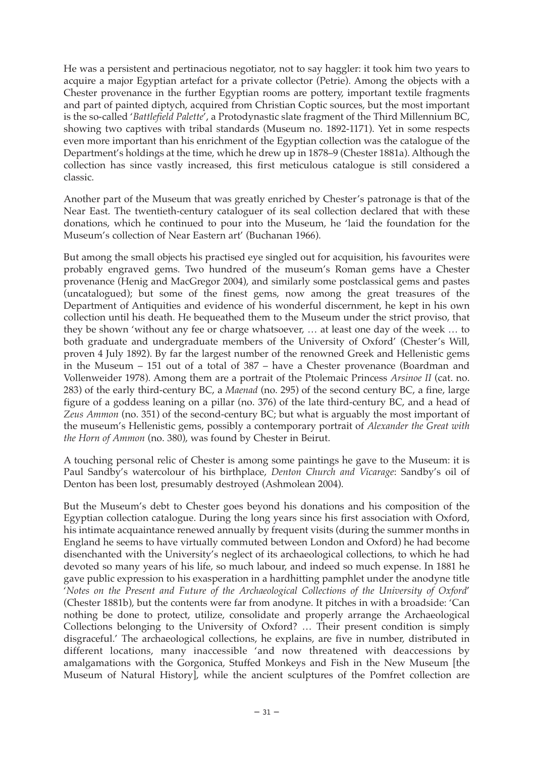He was a persistent and pertinacious negotiator, not to say haggler: it took him two years to acquire a major Egyptian artefact for a private collector (Petrie). Among the objects with a Chester provenance in the further Egyptian rooms are pottery, important textile fragments and part of painted diptych, acquired from Christian Coptic sources, but the most important is the so-called '*Battlefield Palette*', a Protodynastic slate fragment of the Third Millennium BC, showing two captives with tribal standards (Museum no. 1892-1171). Yet in some respects even more important than his enrichment of the Egyptian collection was the catalogue of the Department's holdings at the time, which he drew up in 1878–9 (Chester 1881a). Although the collection has since vastly increased, this first meticulous catalogue is still considered a classic.

Another part of the Museum that was greatly enriched by Chester's patronage is that of the Near East. The twentieth-century cataloguer of its seal collection declared that with these donations, which he continued to pour into the Museum, he 'laid the foundation for the Museum's collection of Near Eastern art' (Buchanan 1966).

But among the small objects his practised eye singled out for acquisition, his favourites were probably engraved gems. Two hundred of the museum's Roman gems have a Chester provenance (Henig and MacGregor 2004), and similarly some postclassical gems and pastes (uncatalogued); but some of the finest gems, now among the great treasures of the Department of Antiquities and evidence of his wonderful discernment, he kept in his own collection until his death. He bequeathed them to the Museum under the strict proviso, that they be shown 'without any fee or charge whatsoever, … at least one day of the week … to both graduate and undergraduate members of the University of Oxford' (Chester's Will, proven 4 July 1892). By far the largest number of the renowned Greek and Hellenistic gems in the Museum – 151 out of a total of 387 – have a Chester provenance (Boardman and Vollenweider 1978). Among them are a portrait of the Ptolemaic Princess *Arsinoe II* (cat. no. 283) of the early third-century BC, a *Maenad* (no. 295) of the second century BC, a fine, large figure of a goddess leaning on a pillar (no. 376) of the late third-century BC, and a head of *Zeus Ammon* (no. 351) of the second-century BC; but what is arguably the most important of the museum's Hellenistic gems, possibly a contemporary portrait of *Alexander the Great with the Horn of Ammon* (no. 380), was found by Chester in Beirut.

A touching personal relic of Chester is among some paintings he gave to the Museum: it is Paul Sandby's watercolour of his birthplace, *Denton Church and Vicarage*: Sandby's oil of Denton has been lost, presumably destroyed (Ashmolean 2004).

But the Museum's debt to Chester goes beyond his donations and his composition of the Egyptian collection catalogue. During the long years since his first association with Oxford, his intimate acquaintance renewed annually by frequent visits (during the summer months in England he seems to have virtually commuted between London and Oxford) he had become disenchanted with the University's neglect of its archaeological collections, to which he had devoted so many years of his life, so much labour, and indeed so much expense. In 1881 he gave public expression to his exasperation in a hardhitting pamphlet under the anodyne title '*Notes on the Present and Future of the Archaeological Collections of the University of Oxford*' (Chester 1881b), but the contents were far from anodyne. It pitches in with a broadside: 'Can nothing be done to protect, utilize, consolidate and properly arrange the Archaeological Collections belonging to the University of Oxford? … Their present condition is simply disgraceful.' The archaeological collections, he explains, are five in number, distributed in different locations, many inaccessible 'and now threatened with deaccessions by amalgamations with the Gorgonica, Stuffed Monkeys and Fish in the New Museum [the Museum of Natural History], while the ancient sculptures of the Pomfret collection are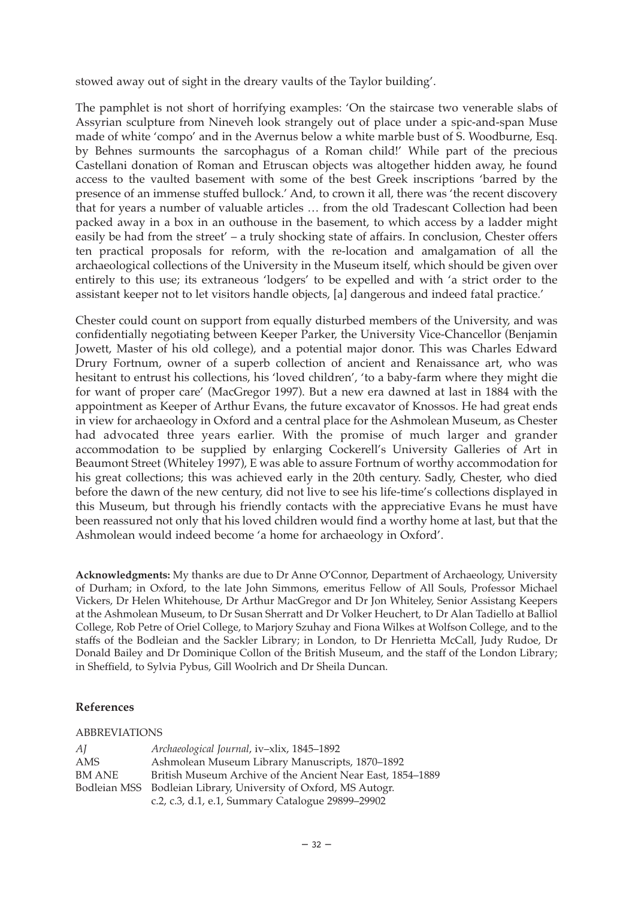stowed away out of sight in the dreary vaults of the Taylor building'.

The pamphlet is not short of horrifying examples: 'On the staircase two venerable slabs of Assyrian sculpture from Nineveh look strangely out of place under a spic-and-span Muse made of white 'compo' and in the Avernus below a white marble bust of S. Woodburne, Esq. by Behnes surmounts the sarcophagus of a Roman child!' While part of the precious Castellani donation of Roman and Etruscan objects was altogether hidden away, he found access to the vaulted basement with some of the best Greek inscriptions 'barred by the presence of an immense stuffed bullock.' And, to crown it all, there was 'the recent discovery that for years a number of valuable articles … from the old Tradescant Collection had been packed away in a box in an outhouse in the basement, to which access by a ladder might easily be had from the street' – a truly shocking state of affairs. In conclusion, Chester offers ten practical proposals for reform, with the re-location and amalgamation of all the archaeological collections of the University in the Museum itself, which should be given over entirely to this use; its extraneous 'lodgers' to be expelled and with 'a strict order to the assistant keeper not to let visitors handle objects, [a] dangerous and indeed fatal practice.'

Chester could count on support from equally disturbed members of the University, and was confidentially negotiating between Keeper Parker, the University Vice-Chancellor (Benjamin Jowett, Master of his old college), and a potential major donor. This was Charles Edward Drury Fortnum, owner of a superb collection of ancient and Renaissance art, who was hesitant to entrust his collections, his 'loved children', 'to a baby-farm where they might die for want of proper care' (MacGregor 1997). But a new era dawned at last in 1884 with the appointment as Keeper of Arthur Evans, the future excavator of Knossos. He had great ends in view for archaeology in Oxford and a central place for the Ashmolean Museum, as Chester had advocated three years earlier. With the promise of much larger and grander accommodation to be supplied by enlarging Cockerell's University Galleries of Art in Beaumont Street (Whiteley 1997), E was able to assure Fortnum of worthy accommodation for his great collections; this was achieved early in the 20th century. Sadly, Chester, who died before the dawn of the new century, did not live to see his life-time's collections displayed in this Museum, but through his friendly contacts with the appreciative Evans he must have been reassured not only that his loved children would find a worthy home at last, but that the Ashmolean would indeed become 'a home for archaeology in Oxford'.

**Acknowledgments:** My thanks are due to Dr Anne O'Connor, Department of Archaeology, University of Durham; in Oxford, to the late John Simmons, emeritus Fellow of All Souls, Professor Michael Vickers, Dr Helen Whitehouse, Dr Arthur MacGregor and Dr Jon Whiteley, Senior Assistang Keepers at the Ashmolean Museum, to Dr Susan Sherratt and Dr Volker Heuchert, to Dr Alan Tadiello at Balliol College, Rob Petre of Oriel College, to Marjory Szuhay and Fiona Wilkes at Wolfson College, and to the staffs of the Bodleian and the Sackler Library; in London, to Dr Henrietta McCall, Judy Rudoe, Dr Donald Bailey and Dr Dominique Collon of the British Museum, and the staff of the London Library; in Sheffield, to Sylvia Pybus, Gill Woolrich and Dr Sheila Duncan.

## References

ABBREVIATIONS

| | |
|---|---|
| *AJ* | *Archaeological Journal*, iv–xlix, 1845–1892 |
| AMS | Ashmolean Museum Library Manuscripts, 1870–1892 |
| BM ANE | British Museum Archive of the Ancient Near East, 1854–1889 |
| Bodleian MSS | Bodleian Library, University of Oxford, MS Autogr. c.2, c.3, d.1, e.1, Summary Catalogue 29899–29902 |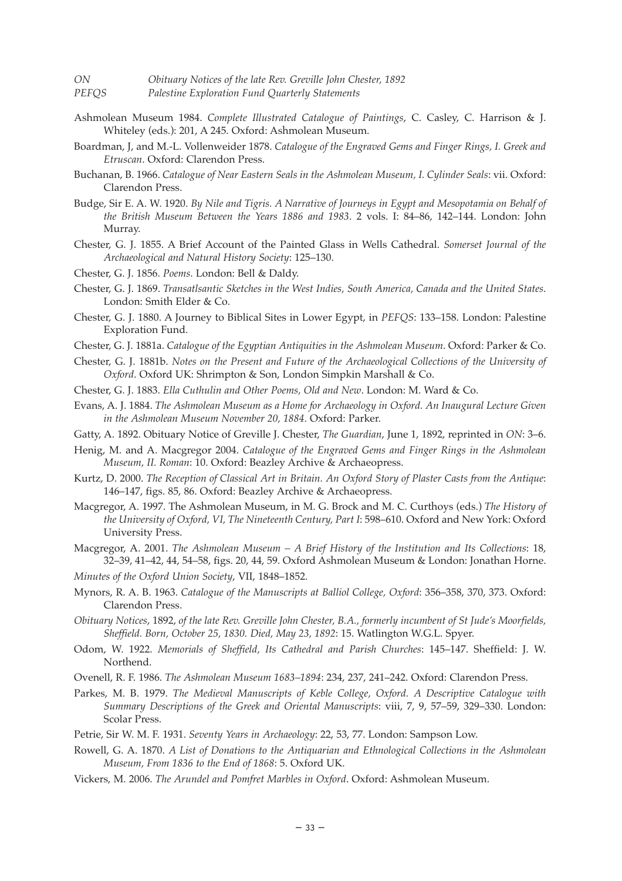*ON* *Obituary Notices of the late Rev. Greville John Chester, 1892*
*PEFQS* *Palestine Exploration Fund Quarterly Statements*

Ashmolean Museum 1984. *Complete Illustrated Catalogue of Paintings*, C. Casley, C. Harrison & J. Whiteley (eds.): 201, A 245. Oxford: Ashmolean Museum.

Boardman, J, and M.-L. Vollenweider 1878. *Catalogue of the Engraved Gems and Finger Rings, I. Greek and Etruscan*. Oxford: Clarendon Press.

Buchanan, B. 1966. *Catalogue of Near Eastern Seals in the Ashmolean Museum, I. Cylinder Seals*: vii. Oxford: Clarendon Press.

Budge, Sir E. A. W. 1920. *By Nile and Tigris. A Narrative of Journeys in Egypt and Mesopotamia on Behalf of the British Museum Between the Years 1886 and 1983*. 2 vols. I: 84–86, 142–144. London: John Murray.

Chester, G. J. 1855. A Brief Account of the Painted Glass in Wells Cathedral. *Somerset Journal of the Archaeological and Natural History Society*: 125–130.

Chester, G. J. 1856. *Poems*. London: Bell & Daldy.

Chester, G. J. 1869. *Transatlsantic Sketches in the West Indies, South America, Canada and the United States*. London: Smith Elder & Co.

Chester, G. J. 1880. A Journey to Biblical Sites in Lower Egypt, in *PEFQS*: 133–158. London: Palestine Exploration Fund.

Chester, G. J. 1881a. *Catalogue of the Egyptian Antiquities in the Ashmolean Museum*. Oxford: Parker & Co.

Chester, G. J. 1881b. *Notes on the Present and Future of the Archaeological Collections of the University of Oxford*. Oxford UK: Shrimpton & Son, London Simpkin Marshall & Co.

Chester, G. J. 1883. *Ella Cuthulin and Other Poems, Old and New*. London: M. Ward & Co.

Evans, A. J. 1884. *The Ashmolean Museum as a Home for Archaeology in Oxford. An Inaugural Lecture Given in the Ashmolean Museum November 20, 1884*. Oxford: Parker.

Gatty, A. 1892. Obituary Notice of Greville J. Chester, *The Guardian*, June 1, 1892, reprinted in *ON*: 3–6.

Henig, M. and A. Macgregor 2004. *Catalogue of the Engraved Gems and Finger Rings in the Ashmolean Museum, II. Roman*: 10. Oxford: Beazley Archive & Archaeopress.

Kurtz, D. 2000. *The Reception of Classical Art in Britain. An Oxford Story of Plaster Casts from the Antique*: 146–147, figs. 85, 86. Oxford: Beazley Archive & Archaeopress.

Macgregor, A. 1997. The Ashmolean Museum, in M. G. Brock and M. C. Curthoys (eds.) *The History of the University of Oxford, VI, The Nineteenth Century, Part I*: 598–610. Oxford and New York: Oxford University Press.

Macgregor, A. 2001. *The Ashmolean Museum – A Brief History of the Institution and Its Collections*: 18, 32–39, 41–42, 44, 54–58, figs. 20, 44, 59. Oxford Ashmolean Museum & London: Jonathan Horne.

*Minutes of the Oxford Union Society*, VII, 1848–1852.

Mynors, R. A. B. 1963. *Catalogue of the Manuscripts at Balliol College, Oxford*: 356–358, 370, 373. Oxford: Clarendon Press.

*Obituary Notices*, 1892, *of the late Rev. Greville John Chester, B.A., formerly incumbent of St Jude's Moorfields, Sheffield. Born, October 25, 1830. Died, May 23, 1892*: 15. Watlington W.G.L. Spyer.

Odom, W. 1922. *Memorials of Sheffield, Its Cathedral and Parish Churches*: 145–147. Sheffield: J. W. Northend.

Ovenell, R. F. 1986. *The Ashmolean Museum 1683–1894*: 234, 237, 241–242. Oxford: Clarendon Press.

Parkes, M. B. 1979. *The Medieval Manuscripts of Keble College, Oxford. A Descriptive Catalogue with Summary Descriptions of the Greek and Oriental Manuscripts*: viii, 7, 9, 57–59, 329–330. London: Scolar Press.

Petrie, Sir W. M. F. 1931. *Seventy Years in Archaeology*: 22, 53, 77. London: Sampson Low.

Rowell, G. A. 1870. *A List of Donations to the Antiquarian and Ethnological Collections in the Ashmolean Museum, From 1836 to the End of 1868*: 5. Oxford UK.

Vickers, M. 2006. *The Arundel and Pomfret Marbles in Oxford*. Oxford: Ashmolean Museum.